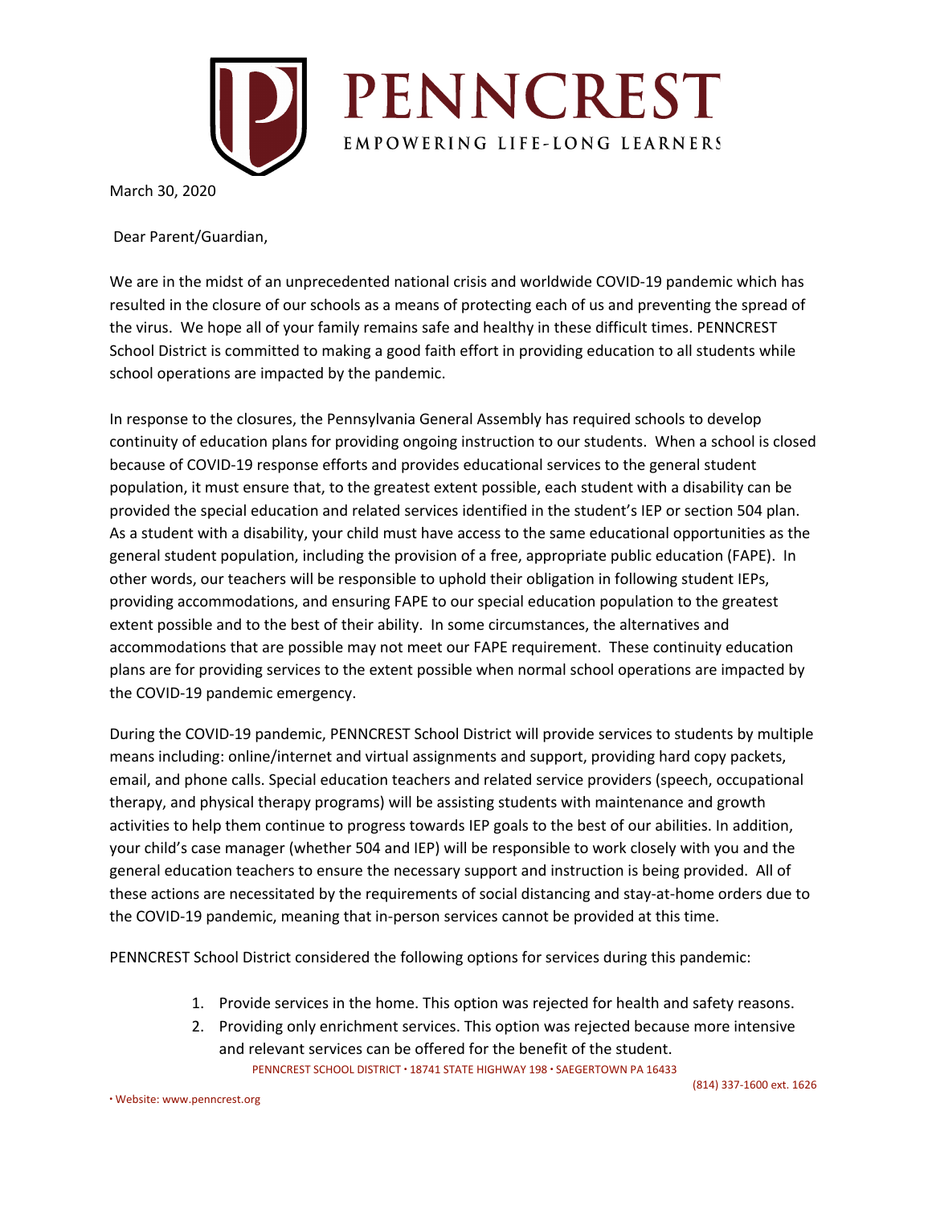# PENNCREST

EMPOWERING LIFE-LONG LEARNERS

March 30, 2020

Dear Parent/Guardian,

We are in the midst of an unprecedented national crisis and worldwide COVID-19 pandemic which has resulted in the closure of our schools as a means of protecting each of us and preventing the spread of the virus. We hope all of your family remains safe and healthy in these difficult times. PENNCREST School District is committed to making a good faith effort in providing education to all students while school operations are impacted by the pandemic.

In response to the closures, the Pennsylvania General Assembly has required schools to develop continuity of education plans for providing ongoing instruction to our students. When a school is closed because of COVID-19 response efforts and provides educational services to the general student population, it must ensure that, to the greatest extent possible, each student with a disability can be provided the special education and related services identified in the student's IEP or section 504 plan. As a student with a disability, your child must have access to the same educational opportunities as the general student population, including the provision of a free, appropriate public education (FAPE). In other words, our teachers will be responsible to uphold their obligation in following student IEPs, providing accommodations, and ensuring FAPE to our special education population to the greatest extent possible and to the best of their ability. In some circumstances, the alternatives and accommodations that are possible may not meet our FAPE requirement. These continuity education plans are for providing services to the extent possible when normal school operations are impacted by the COVID-19 pandemic emergency.

During the COVID-19 pandemic, PENNCREST School District will provide services to students by multiple means including: online/internet and virtual assignments and support, providing hard copy packets, email, and phone calls. Special education teachers and related service providers (speech, occupational therapy, and physical therapy programs) will be assisting students with maintenance and growth activities to help them continue to progress towards IEP goals to the best of our abilities. In addition, your child's case manager (whether 504 and IEP) will be responsible to work closely with you and the general education teachers to ensure the necessary support and instruction is being provided. All of these actions are necessitated by the requirements of social distancing and stay-at-home orders due to the COVID-19 pandemic, meaning that in-person services cannot be provided at this time.

PENNCREST School District considered the following options for services during this pandemic:

1. Provide services in the home. This option was rejected for health and safety reasons.
2. Providing only enrichment services. This option was rejected because more intensive and relevant services can be offered for the benefit of the student.

PENNCREST SCHOOL DISTRICT • 18741 STATE HIGHWAY 198 • SAEGERTOWN PA 16433
(814) 337-1600 ext. 1626
• Website: www.penncrest.org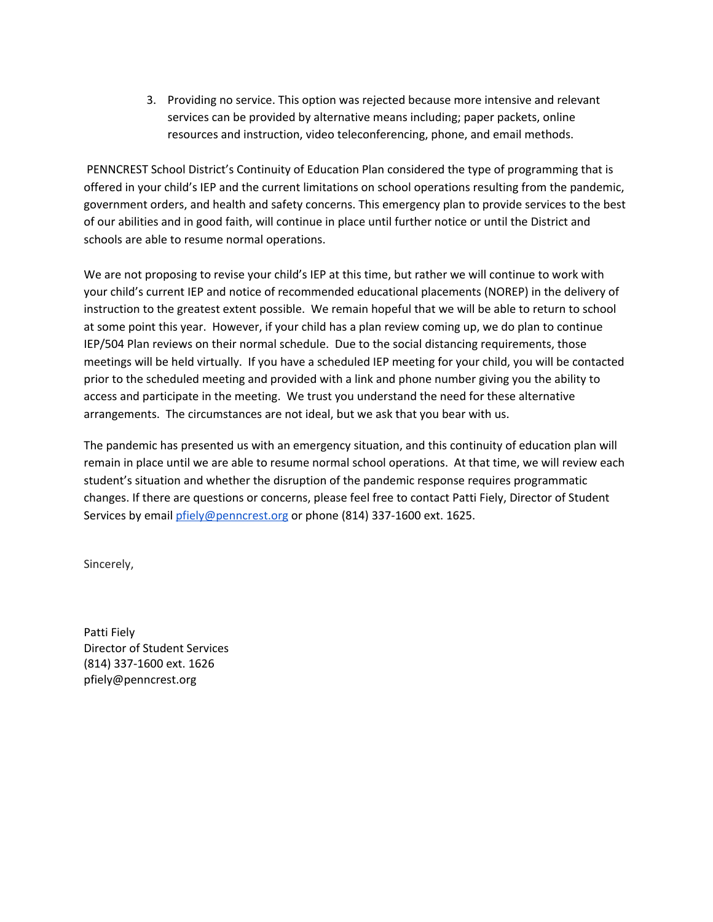3. Providing no service. This option was rejected because more intensive and relevant services can be provided by alternative means including; paper packets, online resources and instruction, video teleconferencing, phone, and email methods.

PENNCREST School District's Continuity of Education Plan considered the type of programming that is offered in your child's IEP and the current limitations on school operations resulting from the pandemic, government orders, and health and safety concerns. This emergency plan to provide services to the best of our abilities and in good faith, will continue in place until further notice or until the District and schools are able to resume normal operations.

We are not proposing to revise your child's IEP at this time, but rather we will continue to work with your child's current IEP and notice of recommended educational placements (NOREP) in the delivery of instruction to the greatest extent possible. We remain hopeful that we will be able to return to school at some point this year. However, if your child has a plan review coming up, we do plan to continue IEP/504 Plan reviews on their normal schedule. Due to the social distancing requirements, those meetings will be held virtually. If you have a scheduled IEP meeting for your child, you will be contacted prior to the scheduled meeting and provided with a link and phone number giving you the ability to access and participate in the meeting. We trust you understand the need for these alternative arrangements. The circumstances are not ideal, but we ask that you bear with us.

The pandemic has presented us with an emergency situation, and this continuity of education plan will remain in place until we are able to resume normal school operations. At that time, we will review each student's situation and whether the disruption of the pandemic response requires programmatic changes. If there are questions or concerns, please feel free to contact Patti Fiely, Director of Student Services by email [pfiely@penncrest.org](mailto:pfiely@penncrest.org) or phone (814) 337-1600 ext. 1625.

Sincerely,

Patti Fiely
Director of Student Services
(814) 337-1600 ext. 1626
pfiely@penncrest.org